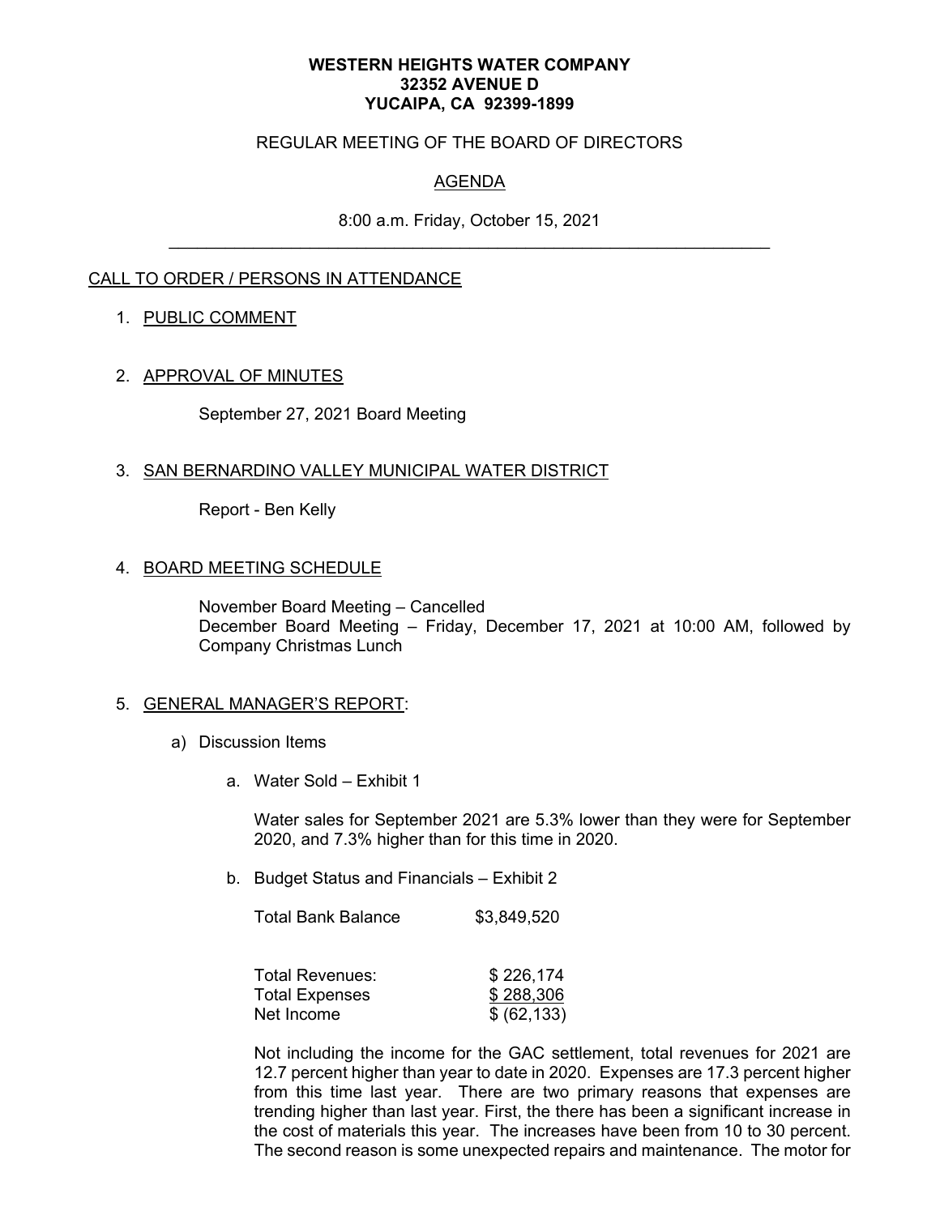**WESTERN HEIGHTS WATER COMPANY**
**32352 AVENUE D**
**YUCAIPA, CA 92399-1899**

REGULAR MEETING OF THE BOARD OF DIRECTORS

AGENDA

8:00 a.m. Friday, October 15, 2021

---

CALL TO ORDER / PERSONS IN ATTENDANCE

1. PUBLIC COMMENT

2. APPROVAL OF MINUTES

   September 27, 2021 Board Meeting

3. SAN BERNARDINO VALLEY MUNICIPAL WATER DISTRICT

   Report - Ben Kelly

4. BOARD MEETING SCHEDULE

   November Board Meeting – Cancelled
   December Board Meeting – Friday, December 17, 2021 at 10:00 AM, followed by Company Christmas Lunch

5. GENERAL MANAGER'S REPORT:

   a) Discussion Items

      a. Water Sold – Exhibit 1

         Water sales for September 2021 are 5.3% lower than they were for September 2020, and 7.3% higher than for this time in 2020.

      b. Budget Status and Financials – Exhibit 2

         Total Bank Balance $3,849,520

         | | |
         |---|---|
         | Total Revenues: | $ 226,174 |
         | Total Expenses | $ 288,306 |
         | Net Income | $ (62,133) |

         Not including the income for the GAC settlement, total revenues for 2021 are 12.7 percent higher than year to date in 2020. Expenses are 17.3 percent higher from this time last year. There are two primary reasons that expenses are trending higher than last year. First, the there has been a significant increase in the cost of materials this year. The increases have been from 10 to 30 percent. The second reason is some unexpected repairs and maintenance. The motor for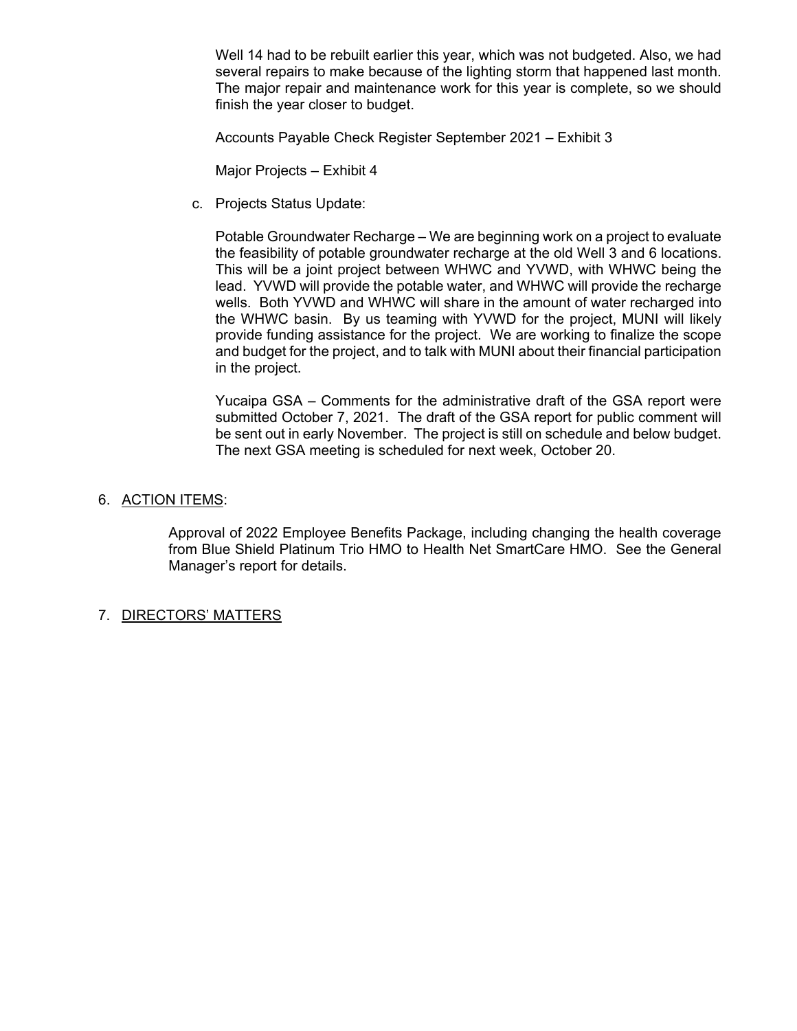Well 14 had to be rebuilt earlier this year, which was not budgeted. Also, we had several repairs to make because of the lighting storm that happened last month. The major repair and maintenance work for this year is complete, so we should finish the year closer to budget.

Accounts Payable Check Register September 2021 – Exhibit 3

Major Projects – Exhibit 4

c. Projects Status Update:

Potable Groundwater Recharge – We are beginning work on a project to evaluate the feasibility of potable groundwater recharge at the old Well 3 and 6 locations. This will be a joint project between WHWC and YVWD, with WHWC being the lead. YVWD will provide the potable water, and WHWC will provide the recharge wells. Both YVWD and WHWC will share in the amount of water recharged into the WHWC basin. By us teaming with YVWD for the project, MUNI will likely provide funding assistance for the project. We are working to finalize the scope and budget for the project, and to talk with MUNI about their financial participation in the project.

Yucaipa GSA – Comments for the administrative draft of the GSA report were submitted October 7, 2021. The draft of the GSA report for public comment will be sent out in early November. The project is still on schedule and below budget. The next GSA meeting is scheduled for next week, October 20.

6. <u>ACTION ITEMS</u>:

Approval of 2022 Employee Benefits Package, including changing the health coverage from Blue Shield Platinum Trio HMO to Health Net SmartCare HMO. See the General Manager's report for details.

7. <u>DIRECTORS' MATTERS</u>